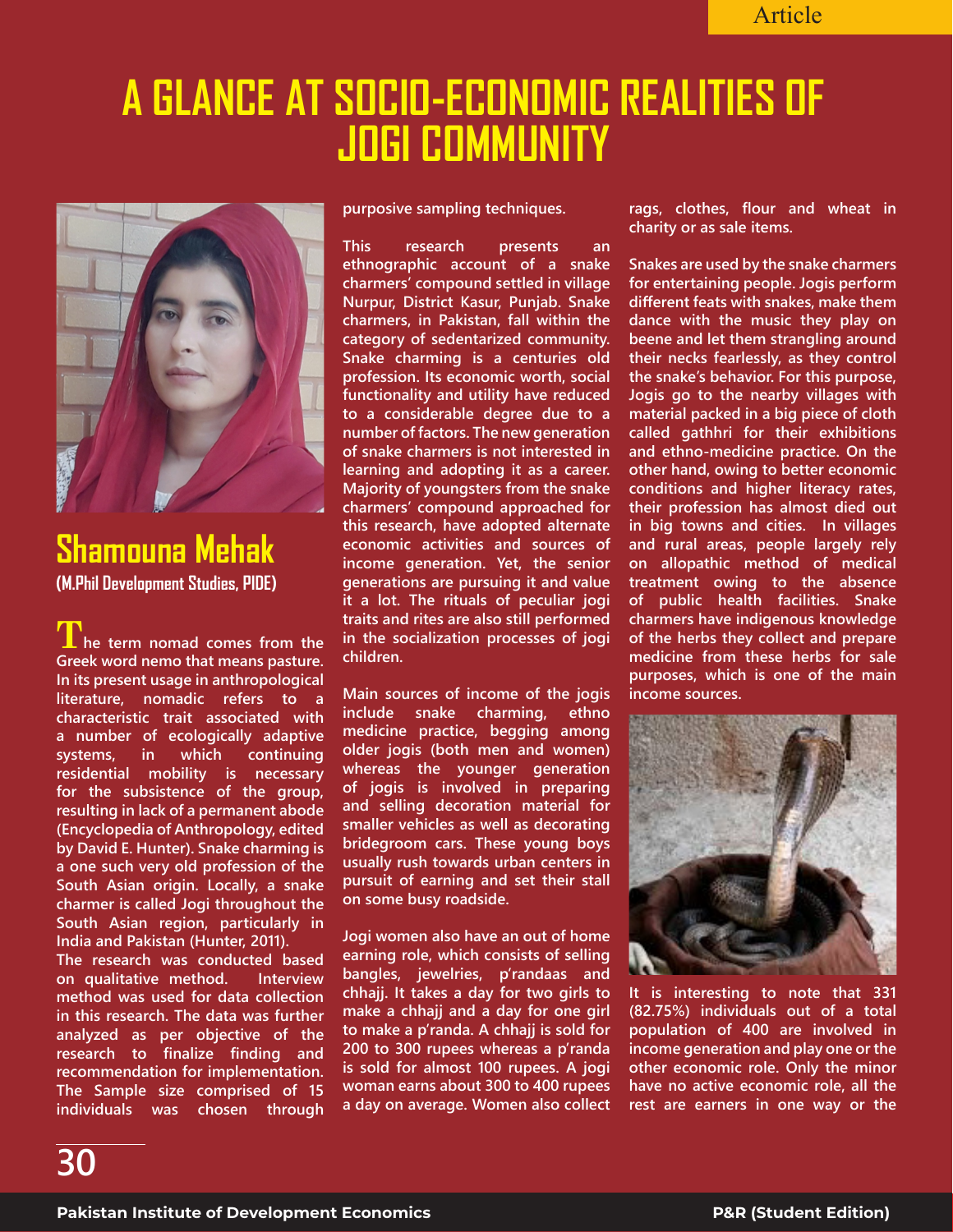# A GLANCE AT SOCIO-ECONOMIC REALITIES OF JOGI COMMUNITY

## Shamouna Mehak

**(M.Phil Development Studies, PIDE)**

**The term nomad comes from the Greek word nemo that means pasture. In its present usage in anthropological literature, nomadic refers to a characteristic trait associated with a number of ecologically adaptive systems, in which continuing residential mobility is necessary for the subsistence of the group, resulting in lack of a permanent abode (Encyclopedia of Anthropology, edited by David E. Hunter). Snake charming is a one such very old profession of the South Asian origin. Locally, a snake charmer is called Jogi throughout the South Asian region, particularly in India and Pakistan (Hunter, 2011).**

**The research was conducted based on qualitative method. Interview method was used for data collection in this research. The data was further analyzed as per objective of the research to finalize finding and recommendation for implementation. The Sample size comprised of 15 individuals was chosen through purposive sampling techniques.**

**This research presents an ethnographic account of a snake charmers' compound settled in village Nurpur, District Kasur, Punjab. Snake charmers, in Pakistan, fall within the category of sedentarized community. Snake charming is a centuries old profession. Its economic worth, social functionality and utility have reduced to a considerable degree due to a number of factors. The new generation of snake charmers is not interested in learning and adopting it as a career. Majority of youngsters from the snake charmers' compound approached for this research, have adopted alternate economic activities and sources of income generation. Yet, the senior generations are pursuing it and value it a lot. The rituals of peculiar jogi traits and rites are also still performed in the socialization processes of jogi children.**

**Main sources of income of the jogis include snake charming, ethno medicine practice, begging among older jogis (both men and women) whereas the younger generation of jogis is involved in preparing and selling decoration material for smaller vehicles as well as decorating bridegroom cars. These young boys usually rush towards urban centers in pursuit of earning and set their stall on some busy roadside.**

**Jogi women also have an out of home earning role, which consists of selling bangles, jewelries, p'randaas and chhajj. It takes a day for two girls to make a chhajj and a day for one girl to make a p'randa. A chhajj is sold for 200 to 300 rupees whereas a p'randa is sold for almost 100 rupees. A jogi woman earns about 300 to 400 rupees a day on average. Women also collect rags, clothes, flour and wheat in charity or as sale items.**

**Snakes are used by the snake charmers for entertaining people. Jogis perform different feats with snakes, make them dance with the music they play on beene and let them strangling around their necks fearlessly, as they control the snake's behavior. For this purpose, Jogis go to the nearby villages with material packed in a big piece of cloth called gathhri for their exhibitions and ethno-medicine practice. On the other hand, owing to better economic conditions and higher literacy rates, their profession has almost died out in big towns and cities. In villages and rural areas, people largely rely on allopathic method of medical treatment owing to the absence of public health facilities. Snake charmers have indigenous knowledge of the herbs they collect and prepare medicine from these herbs for sale purposes, which is one of the main income sources.**

**It is interesting to note that 331 (82.75%) individuals out of a total population of 400 are involved in income generation and play one or the other economic role. Only the minor have no active economic role, all the rest are earners in one way or the**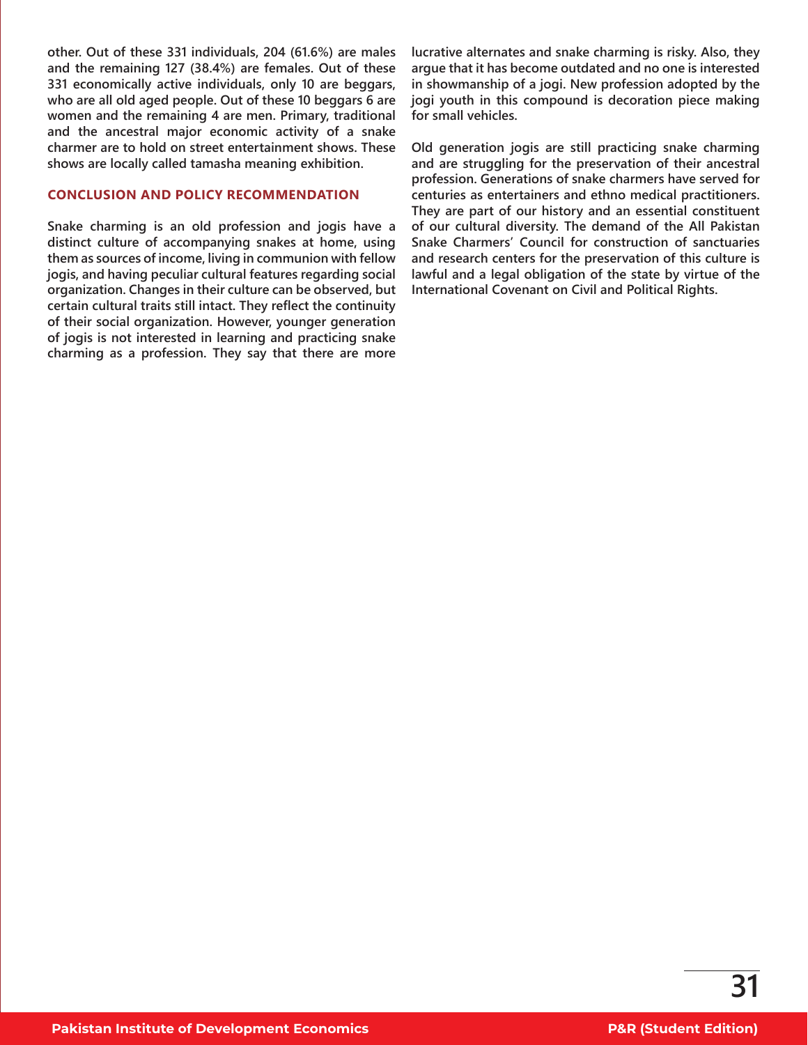other. Out of these 331 individuals, 204 (61.6%) are males and the remaining 127 (38.4%) are females. Out of these 331 economically active individuals, only 10 are beggars, who are all old aged people. Out of these 10 beggars 6 are women and the remaining 4 are men. Primary, traditional and the ancestral major economic activity of a snake charmer are to hold on street entertainment shows. These shows are locally called tamasha meaning exhibition.

## CONCLUSION AND POLICY RECOMMENDATION

Snake charming is an old profession and jogis have a distinct culture of accompanying snakes at home, using them as sources of income, living in communion with fellow jogis, and having peculiar cultural features regarding social organization. Changes in their culture can be observed, but certain cultural traits still intact. They reflect the continuity of their social organization. However, younger generation of jogis is not interested in learning and practicing snake charming as a profession. They say that there are more lucrative alternates and snake charming is risky. Also, they argue that it has become outdated and no one is interested in showmanship of a jogi. New profession adopted by the jogi youth in this compound is decoration piece making for small vehicles.

Old generation jogis are still practicing snake charming and are struggling for the preservation of their ancestral profession. Generations of snake charmers have served for centuries as entertainers and ethno medical practitioners. They are part of our history and an essential constituent of our cultural diversity. The demand of the All Pakistan Snake Charmers' Council for construction of sanctuaries and research centers for the preservation of this culture is lawful and a legal obligation of the state by virtue of the International Covenant on Civil and Political Rights.